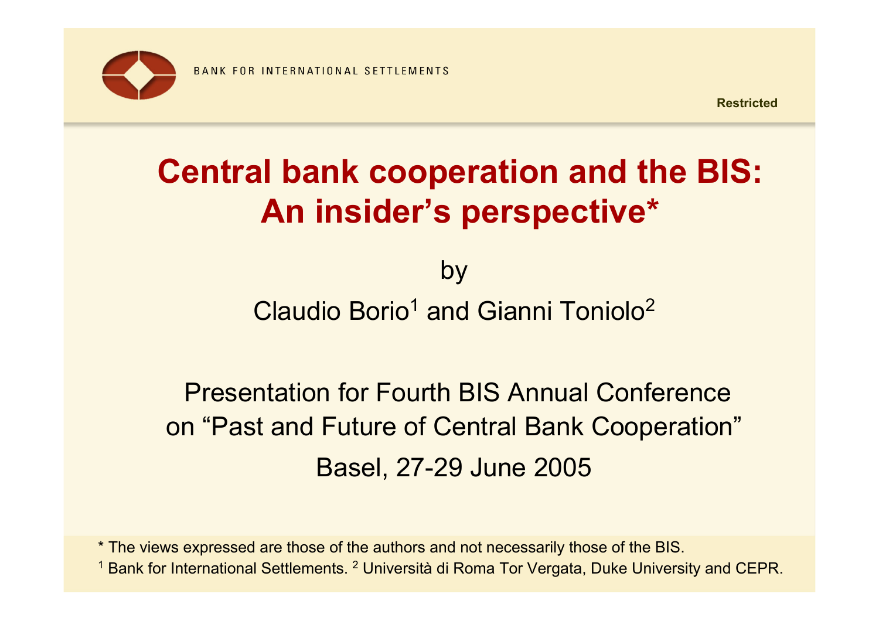BANK FOR INTERNATIONAL SETTLEMENTS

**Restricted**

# Central bank cooperation and the BIS: An insider's perspective*

by

Claudio Borio[1] and Gianni Toniolo[2]

Presentation for Fourth BIS Annual Conference on "Past and Future of Central Bank Cooperation"

Basel, 27-29 June 2005

\* The views expressed are those of the authors and not necessarily those of the BIS.

[1] Bank for International Settlements. [2] Università di Roma Tor Vergata, Duke University and CEPR.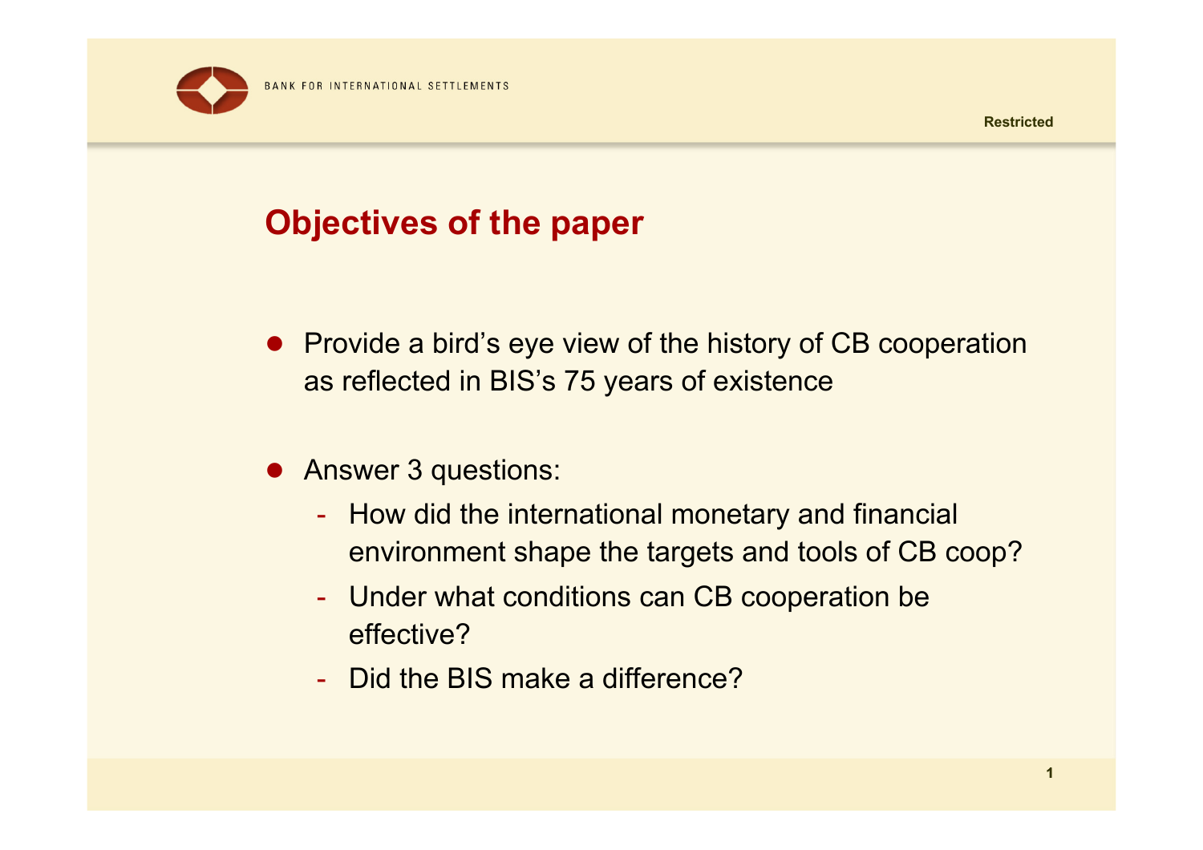# Objectives of the paper

- Provide a bird's eye view of the history of CB cooperation as reflected in BIS's 75 years of existence
- Answer 3 questions:
  - How did the international monetary and financial environment shape the targets and tools of CB coop?
  - Under what conditions can CB cooperation be effective?
  - Did the BIS make a difference?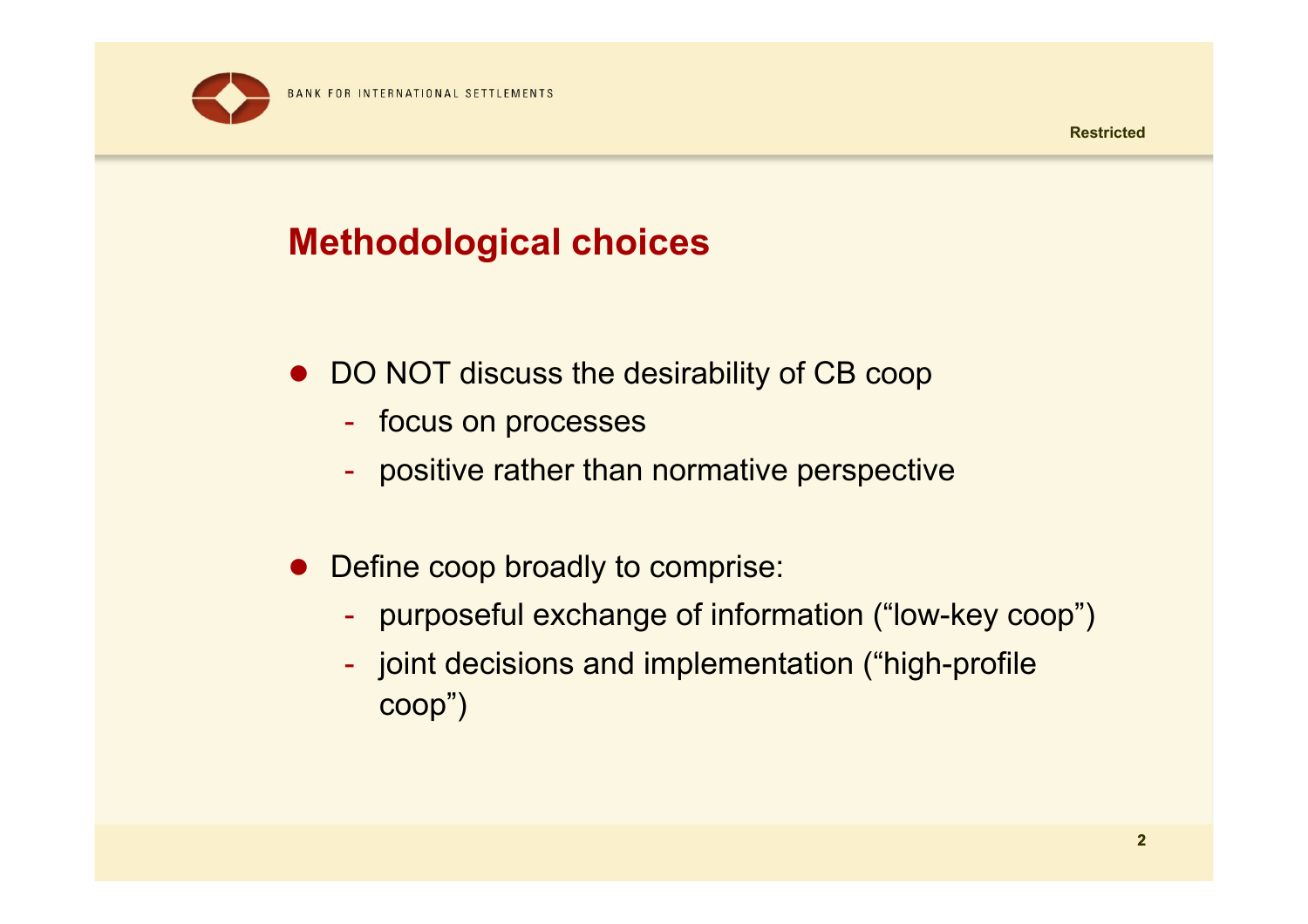## Methodological choices

- DO NOT discuss the desirability of CB coop
  - focus on processes
  - positive rather than normative perspective

- Define coop broadly to comprise:
  - purposeful exchange of information ("low-key coop")
  - joint decisions and implementation ("high-profile coop")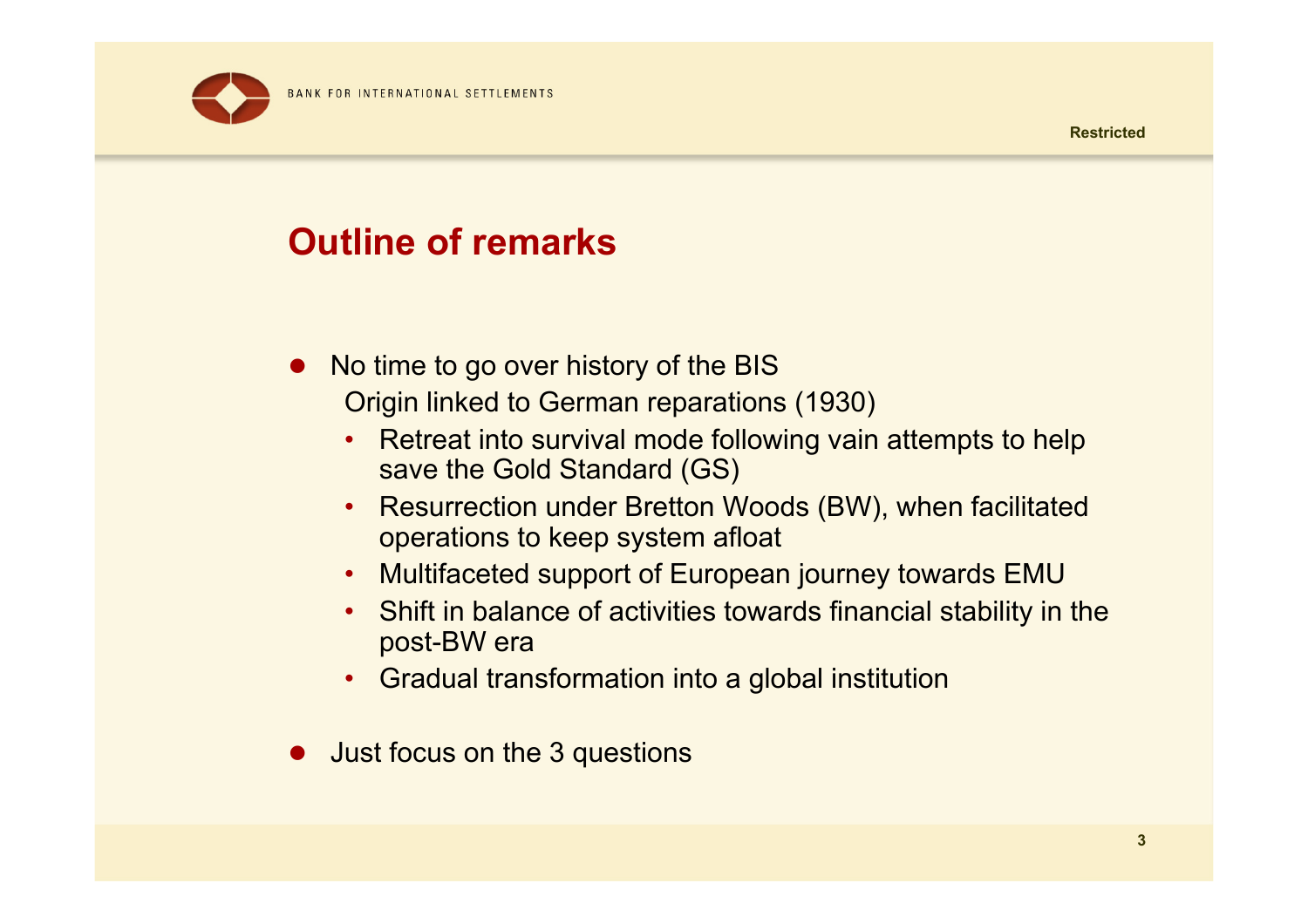## Outline of remarks

- No time to go over history of the BIS
  
  Origin linked to German reparations (1930)
  - Retreat into survival mode following vain attempts to help save the Gold Standard (GS)
  - Resurrection under Bretton Woods (BW), when facilitated operations to keep system afloat
  - Multifaceted support of European journey towards EMU
  - Shift in balance of activities towards financial stability in the post-BW era
  - Gradual transformation into a global institution

- Just focus on the 3 questions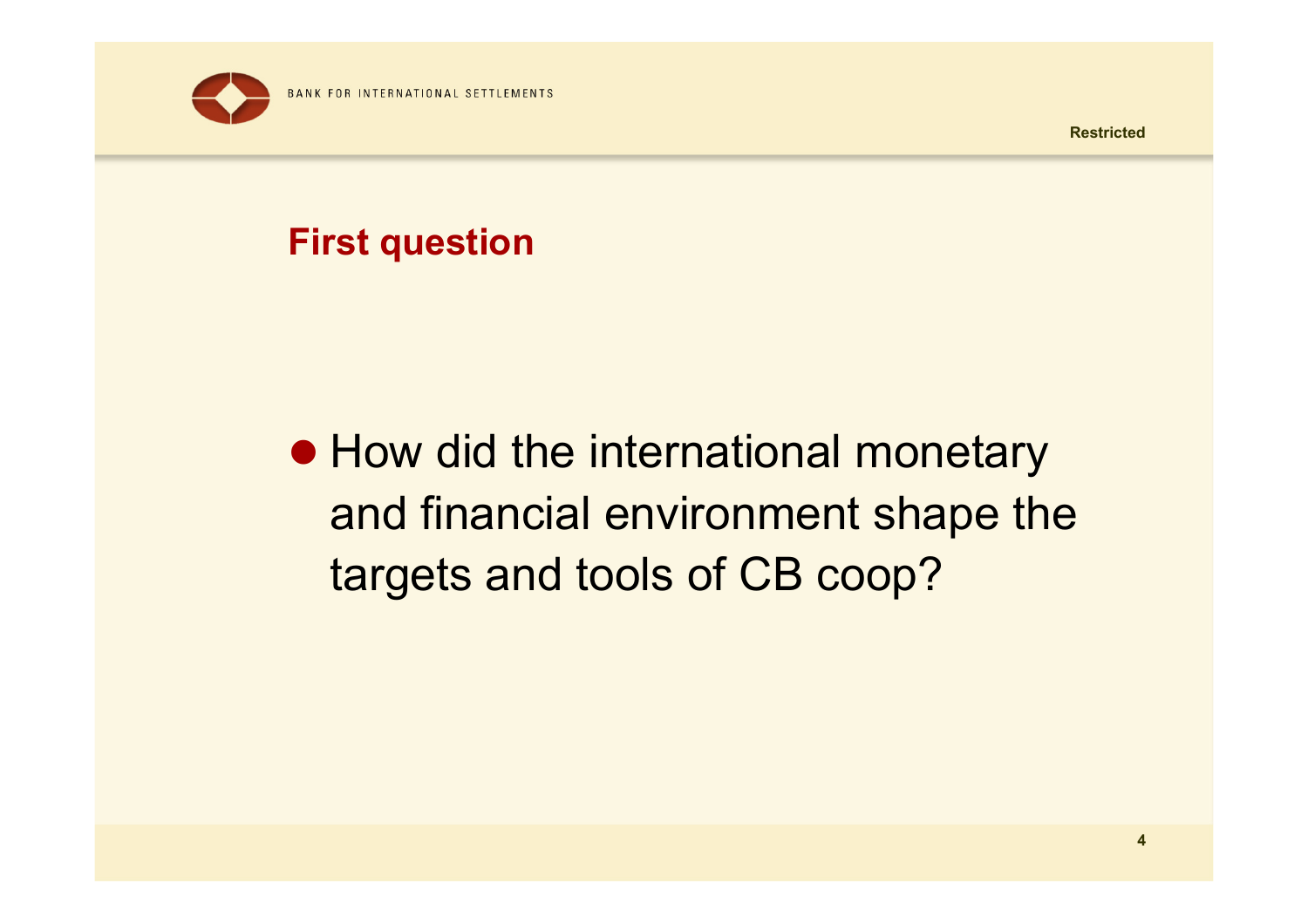## First question

- How did the international monetary and financial environment shape the targets and tools of CB coop?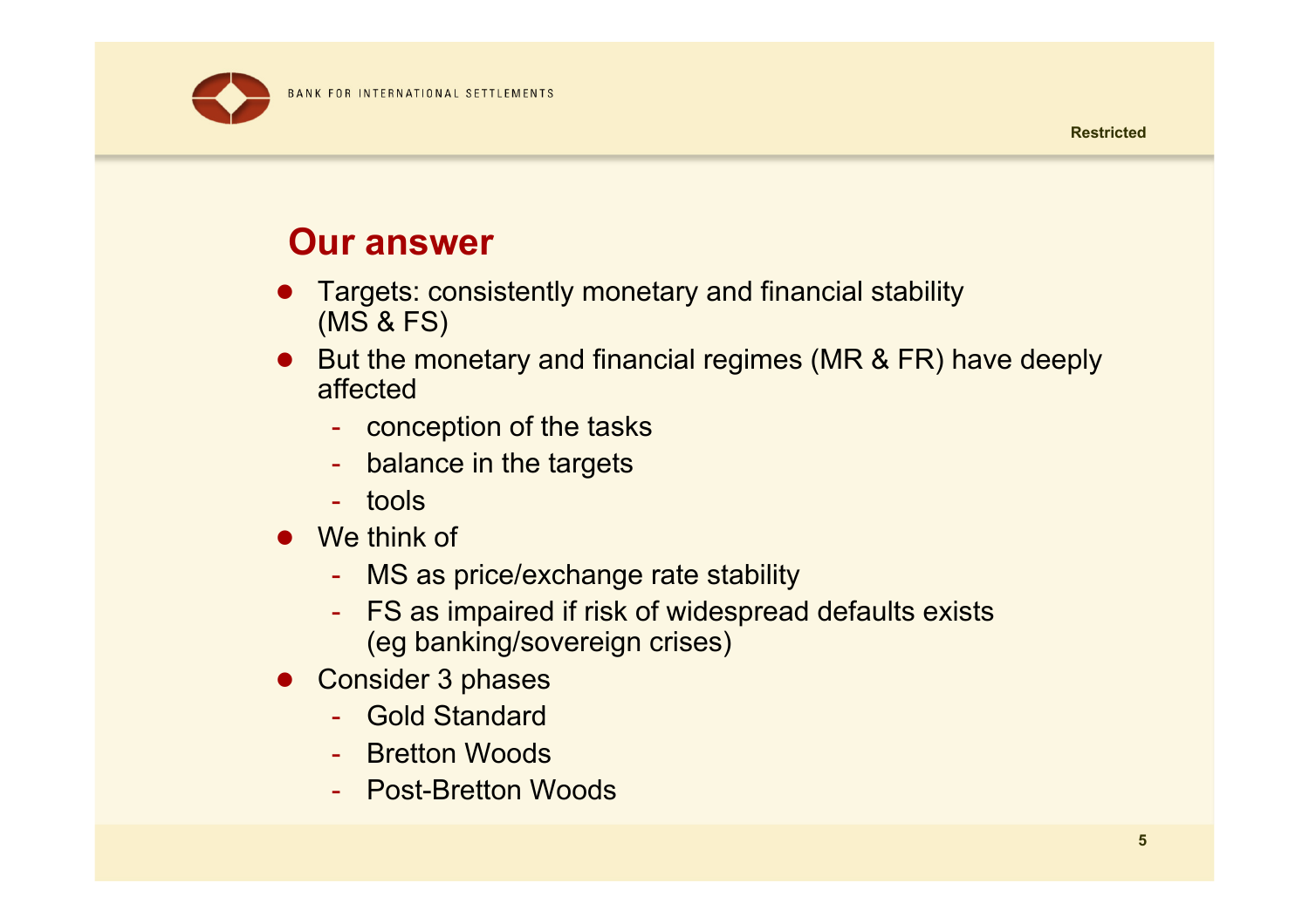## Our answer

- Targets: consistently monetary and financial stability (MS & FS)
- But the monetary and financial regimes (MR & FR) have deeply affected
  - conception of the tasks
  - balance in the targets
  - tools
- We think of
  - MS as price/exchange rate stability
  - FS as impaired if risk of widespread defaults exists (eg banking/sovereign crises)
- Consider 3 phases
  - Gold Standard
  - Bretton Woods
  - Post-Bretton Woods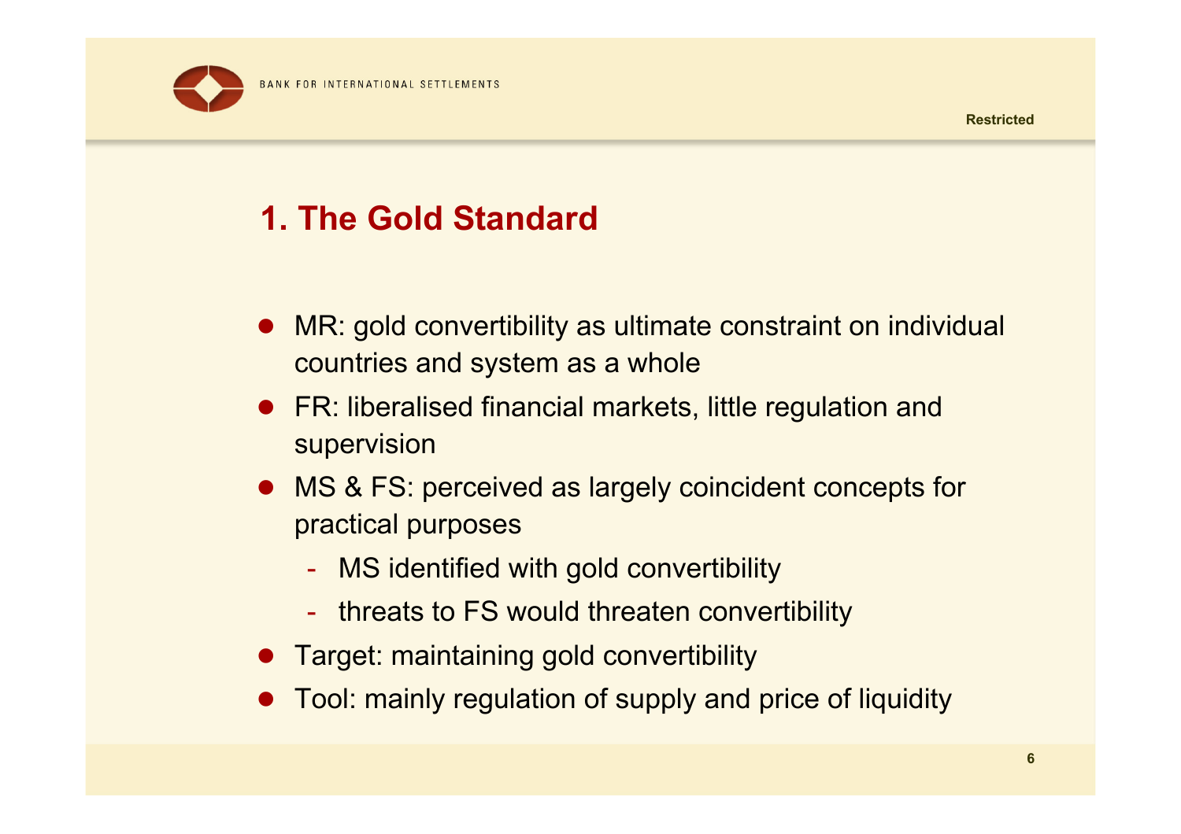# 1. The Gold Standard

- MR: gold convertibility as ultimate constraint on individual countries and system as a whole
- FR: liberalised financial markets, little regulation and supervision
- MS & FS: perceived as largely coincident concepts for practical purposes
  - MS identified with gold convertibility
  - threats to FS would threaten convertibility
- Target: maintaining gold convertibility
- Tool: mainly regulation of supply and price of liquidity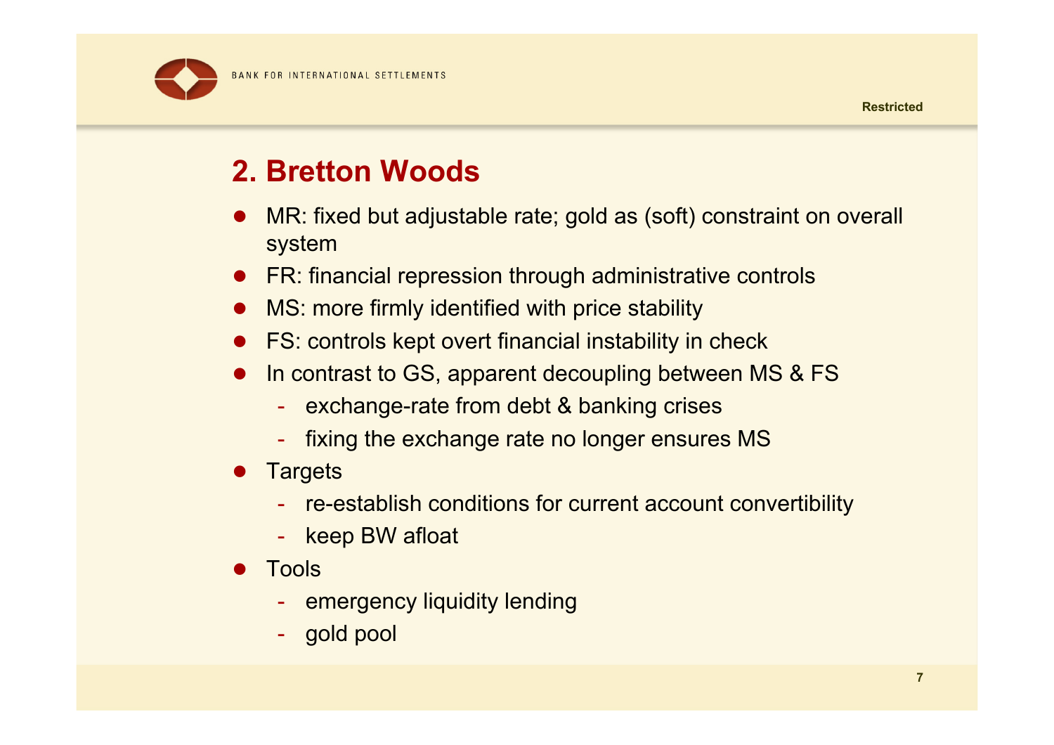## 2. Bretton Woods

- MR: fixed but adjustable rate; gold as (soft) constraint on overall system
- FR: financial repression through administrative controls
- MS: more firmly identified with price stability
- FS: controls kept overt financial instability in check
- In contrast to GS, apparent decoupling between MS & FS
  - exchange-rate from debt & banking crises
  - fixing the exchange rate no longer ensures MS
- Targets
  - re-establish conditions for current account convertibility
  - keep BW afloat
- Tools
  - emergency liquidity lending
  - gold pool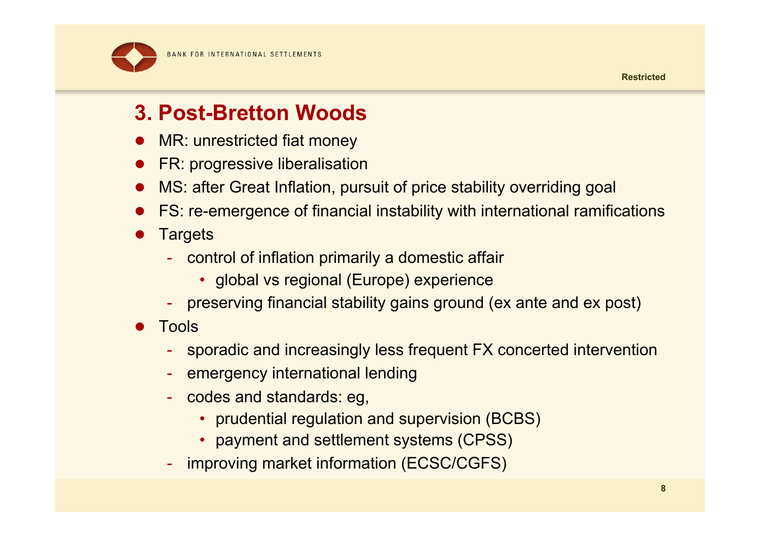## 3. Post-Bretton Woods

- MR: unrestricted fiat money
- FR: progressive liberalisation
- MS: after Great Inflation, pursuit of price stability overriding goal
- FS: re-emergence of financial instability with international ramifications
- Targets
  - control of inflation primarily a domestic affair
    - global vs regional (Europe) experience
  - preserving financial stability gains ground (ex ante and ex post)
- Tools
  - sporadic and increasingly less frequent FX concerted intervention
  - emergency international lending
  - codes and standards: eg,
    - prudential regulation and supervision (BCBS)
    - payment and settlement systems (CPSS)
  - improving market information (ECSC/CGFS)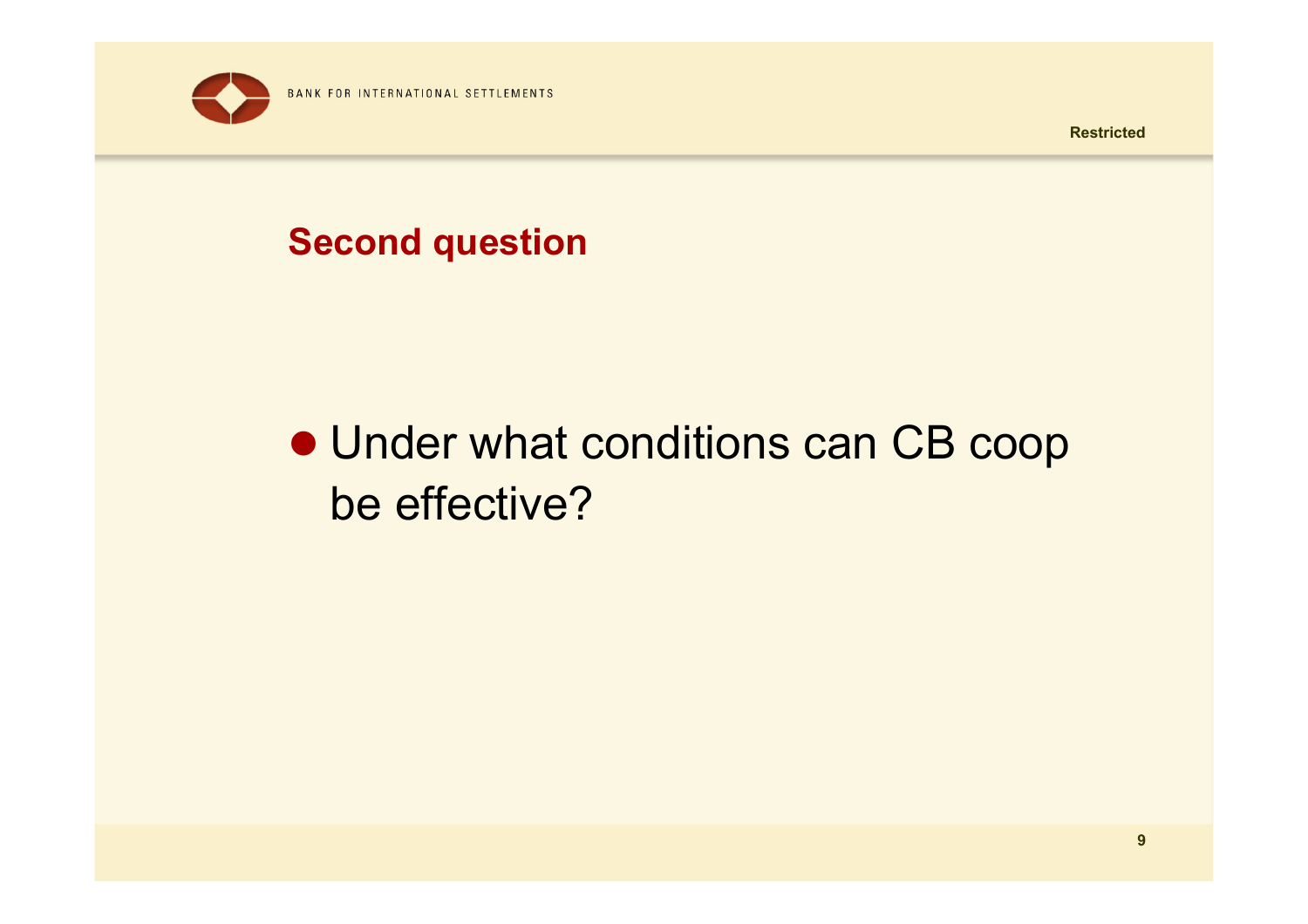## Second question

- Under what conditions can CB coop be effective?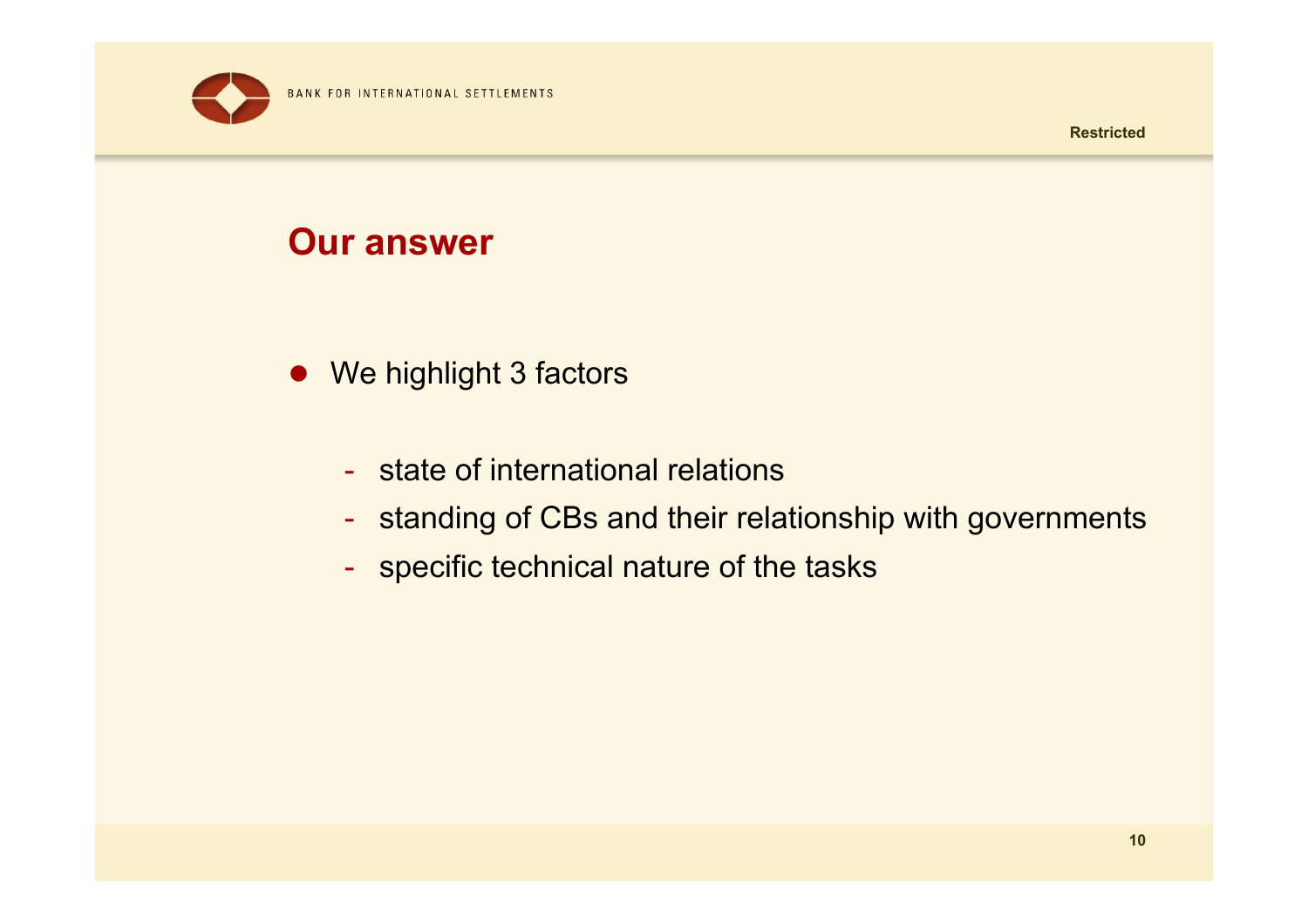## Our answer

- We highlight 3 factors
  - state of international relations
  - standing of CBs and their relationship with governments
  - specific technical nature of the tasks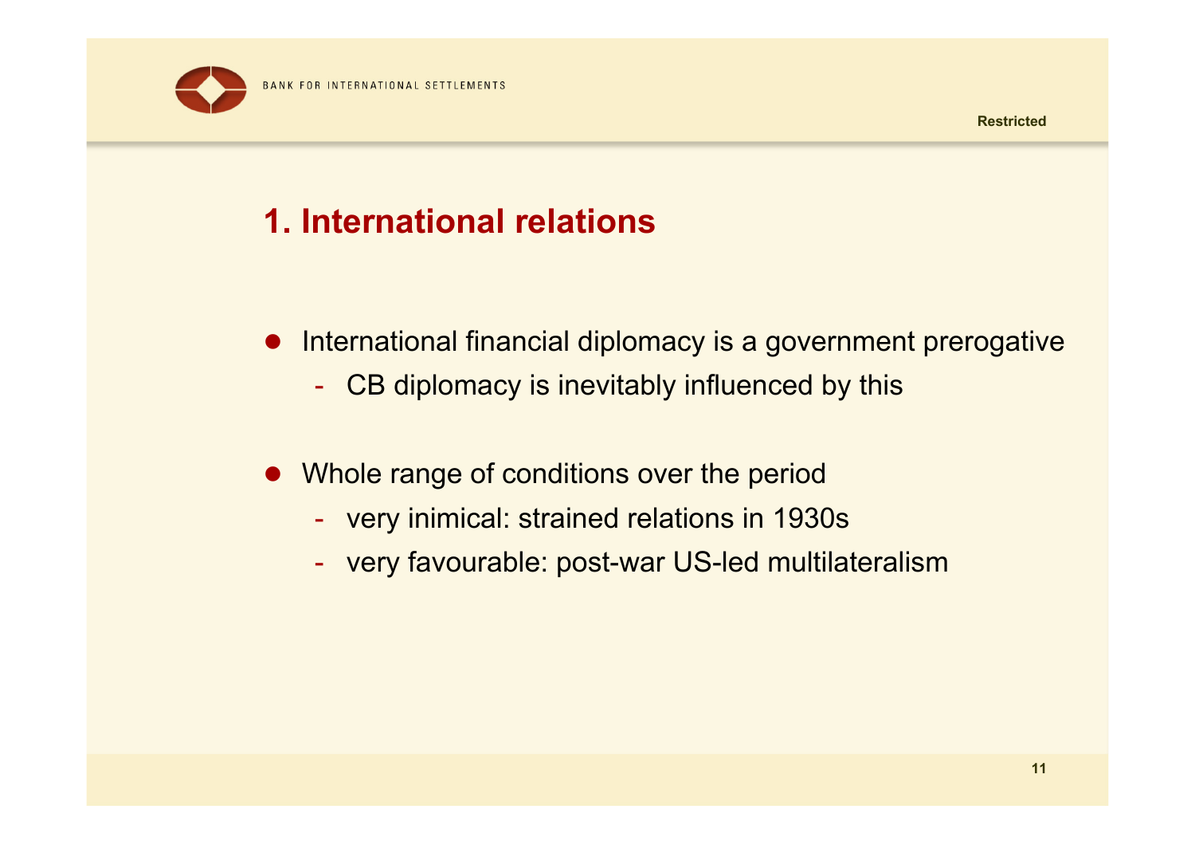# 1. International relations

- International financial diplomacy is a government prerogative
  - CB diplomacy is inevitably influenced by this
- Whole range of conditions over the period
  - very inimical: strained relations in 1930s
  - very favourable: post-war US-led multilateralism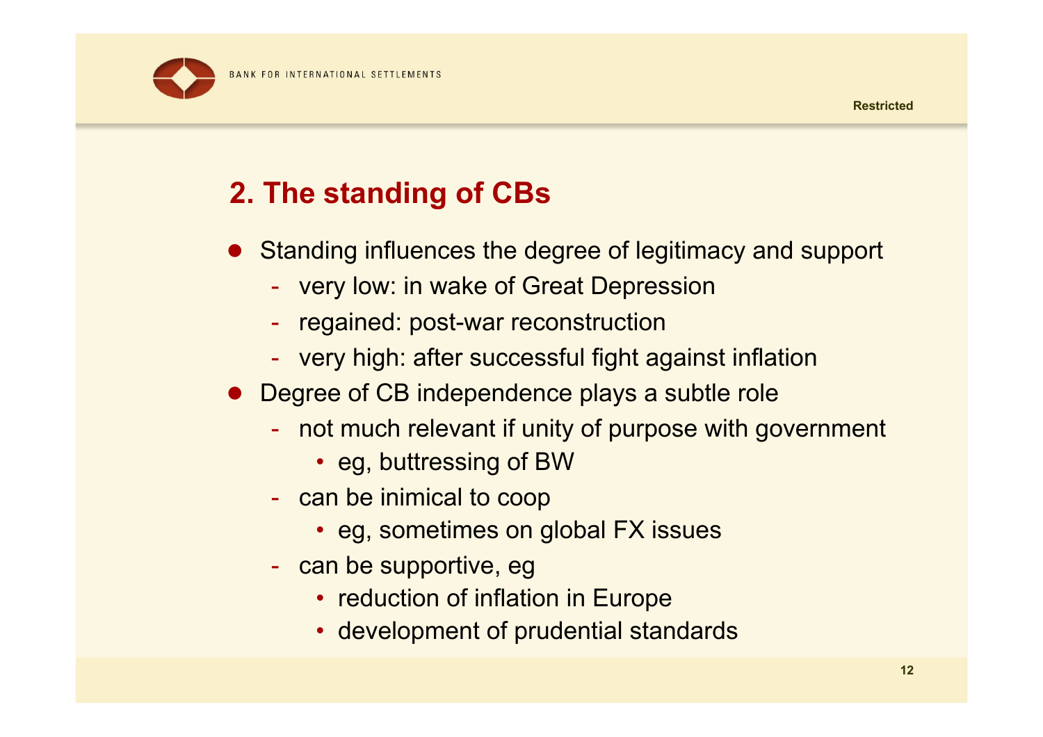## 2. The standing of CBs

- Standing influences the degree of legitimacy and support
  - very low: in wake of Great Depression
  - regained: post-war reconstruction
  - very high: after successful fight against inflation
- Degree of CB independence plays a subtle role
  - not much relevant if unity of purpose with government
    - eg, buttressing of BW
  - can be inimical to coop
    - eg, sometimes on global FX issues
  - can be supportive, eg
    - reduction of inflation in Europe
    - development of prudential standards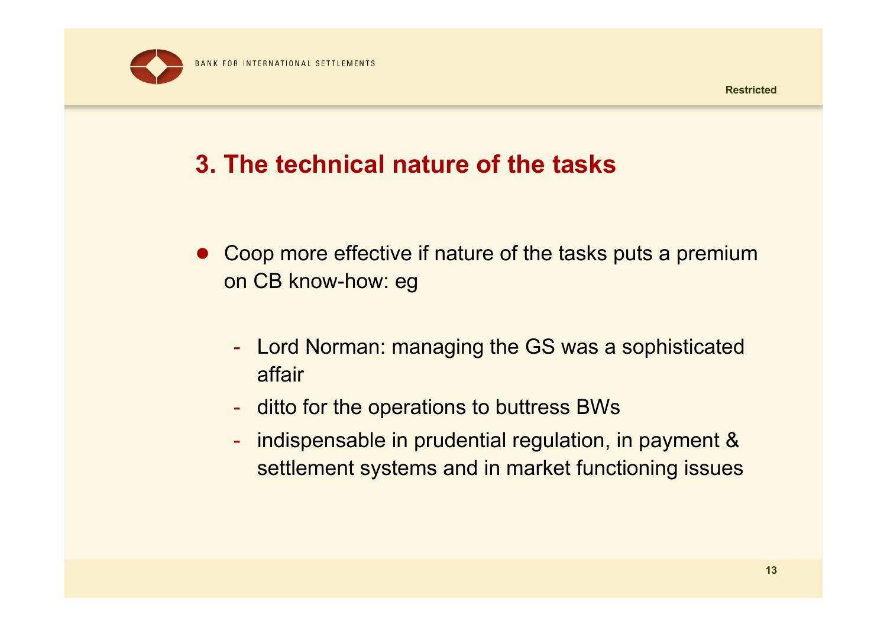## 3. The technical nature of the tasks

- Coop more effective if nature of the tasks puts a premium on CB know-how: eg
  - Lord Norman: managing the GS was a sophisticated affair
  - ditto for the operations to buttress BWs
  - indispensable in prudential regulation, in payment & settlement systems and in market functioning issues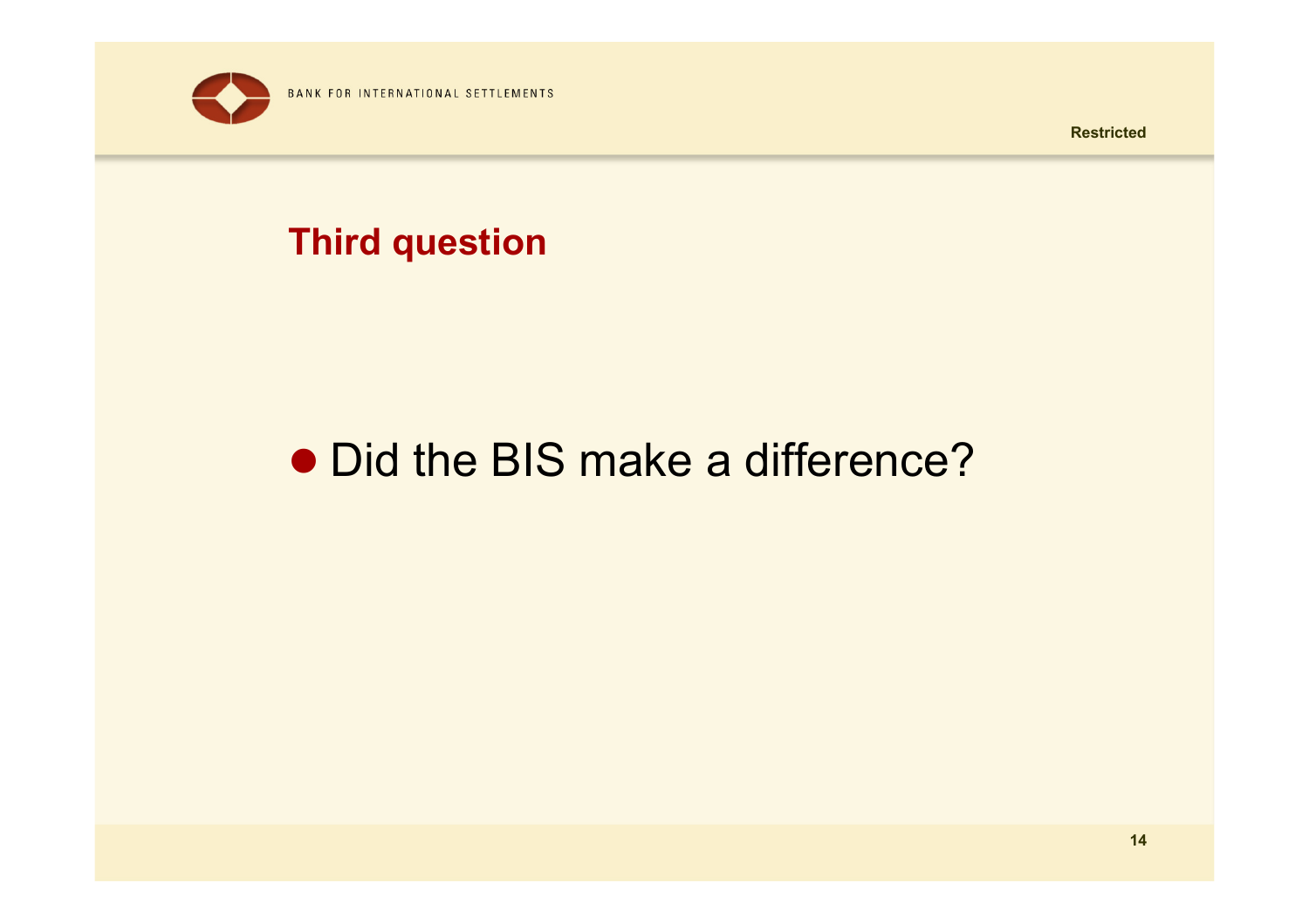## Third question

- Did the BIS make a difference?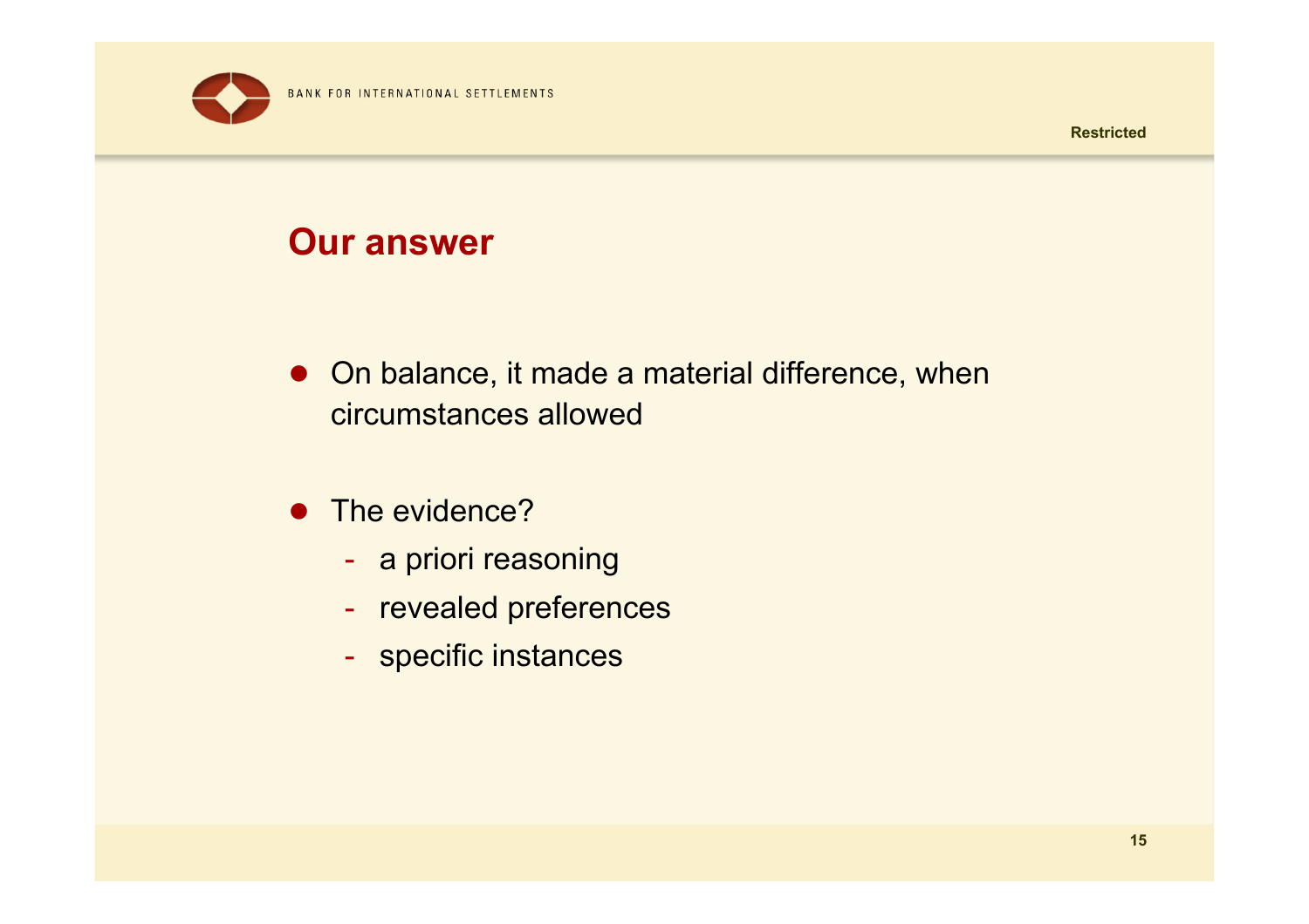## Our answer

- On balance, it made a material difference, when circumstances allowed
- The evidence?
  - a priori reasoning
  - revealed preferences
  - specific instances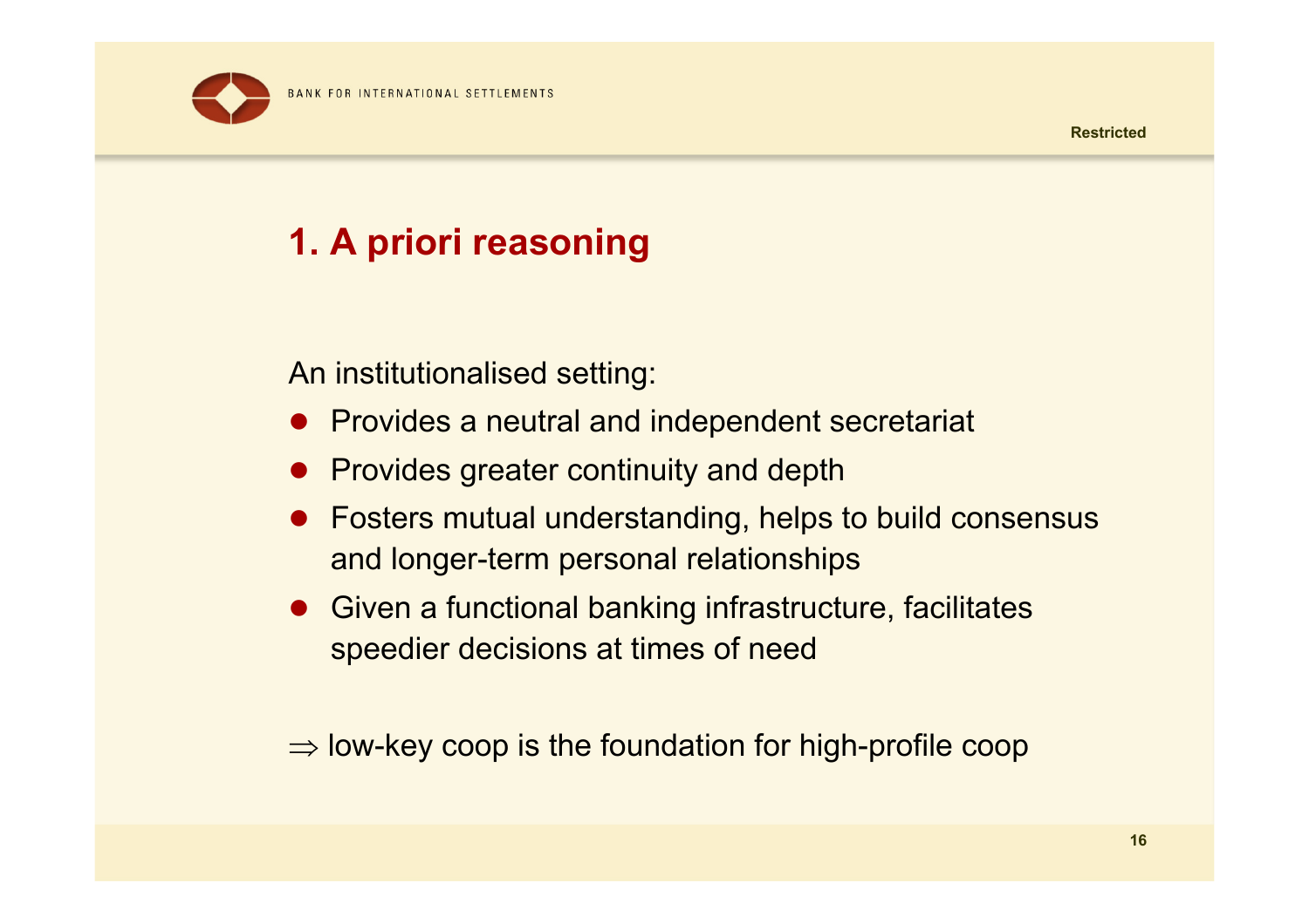# 1. A priori reasoning

An institutionalised setting:

- Provides a neutral and independent secretariat
- Provides greater continuity and depth
- Fosters mutual understanding, helps to build consensus and longer-term personal relationships
- Given a functional banking infrastructure, facilitates speedier decisions at times of need

$\Rightarrow$ low-key coop is the foundation for high-profile coop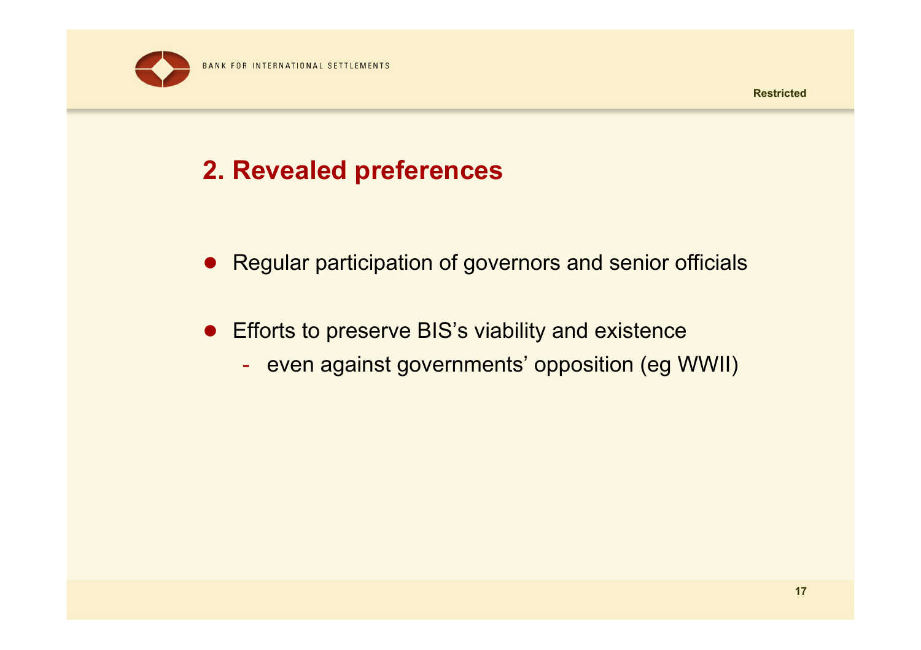## 2. Revealed preferences

- Regular participation of governors and senior officials
- Efforts to preserve BIS's viability and existence
  - even against governments' opposition (eg WWII)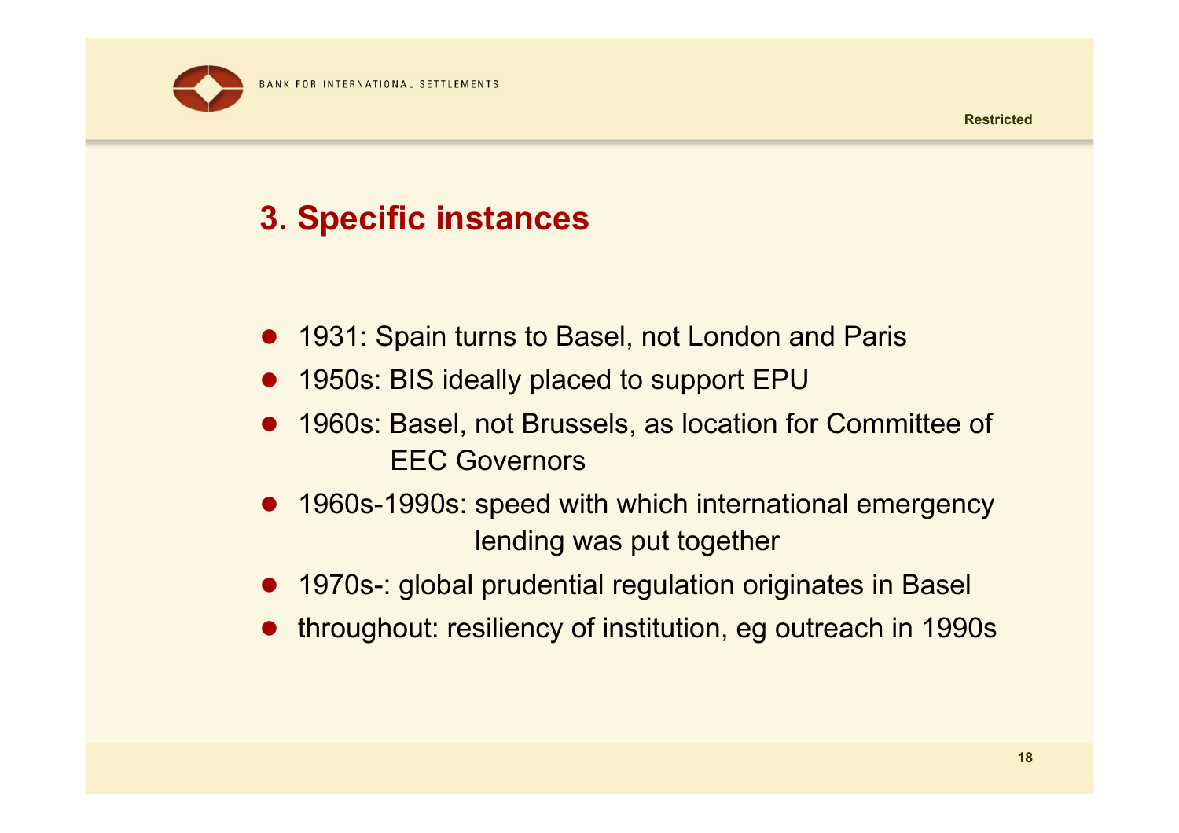## 3. Specific instances

- 1931: Spain turns to Basel, not London and Paris
- 1950s: BIS ideally placed to support EPU
- 1960s: Basel, not Brussels, as location for Committee of EEC Governors
- 1960s-1990s: speed with which international emergency lending was put together
- 1970s-: global prudential regulation originates in Basel
- throughout: resiliency of institution, eg outreach in 1990s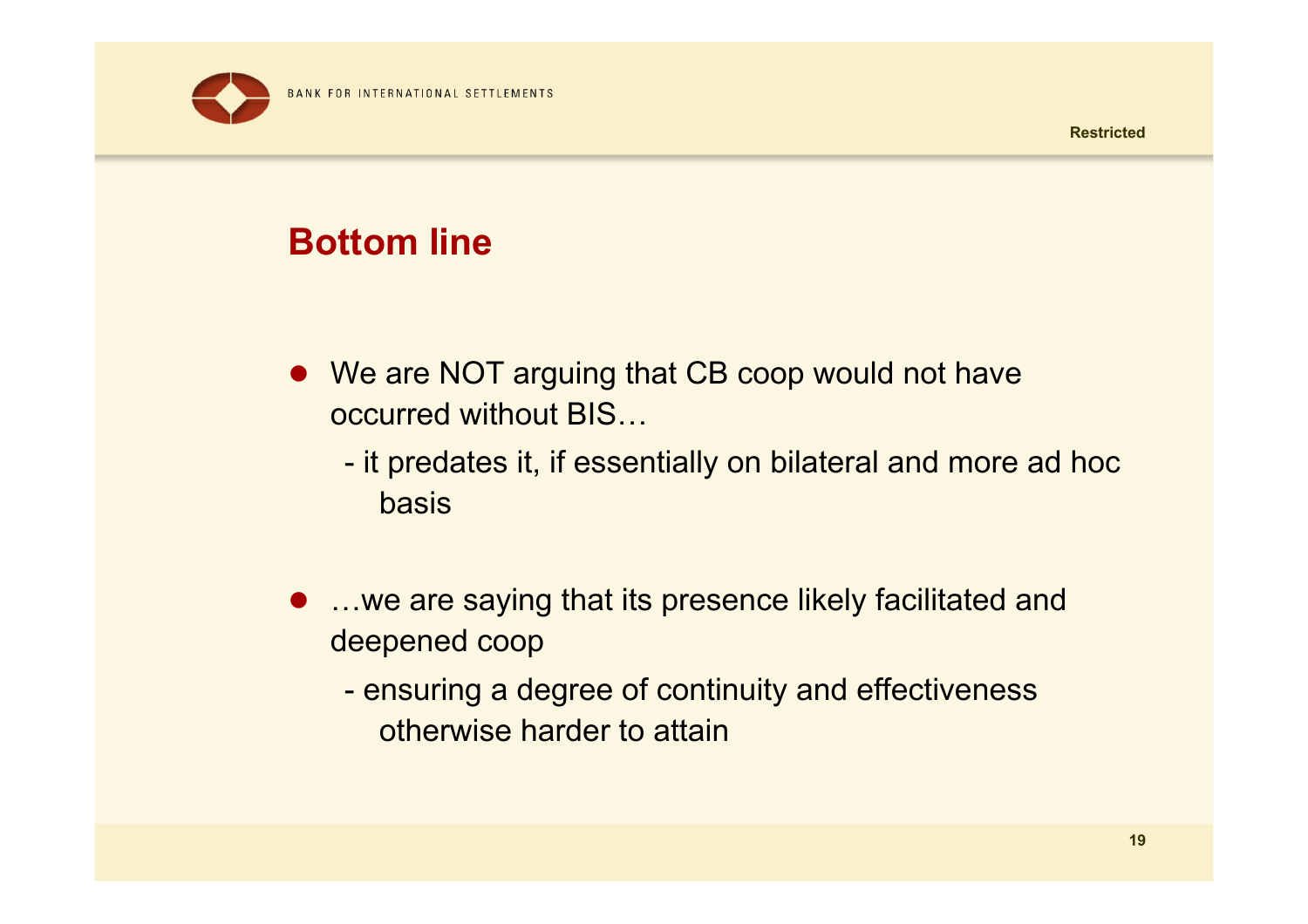## Bottom line

- We are NOT arguing that CB coop would not have occurred without BIS…
  - it predates it, if essentially on bilateral and more ad hoc basis
- …we are saying that its presence likely facilitated and deepened coop
  - ensuring a degree of continuity and effectiveness otherwise harder to attain